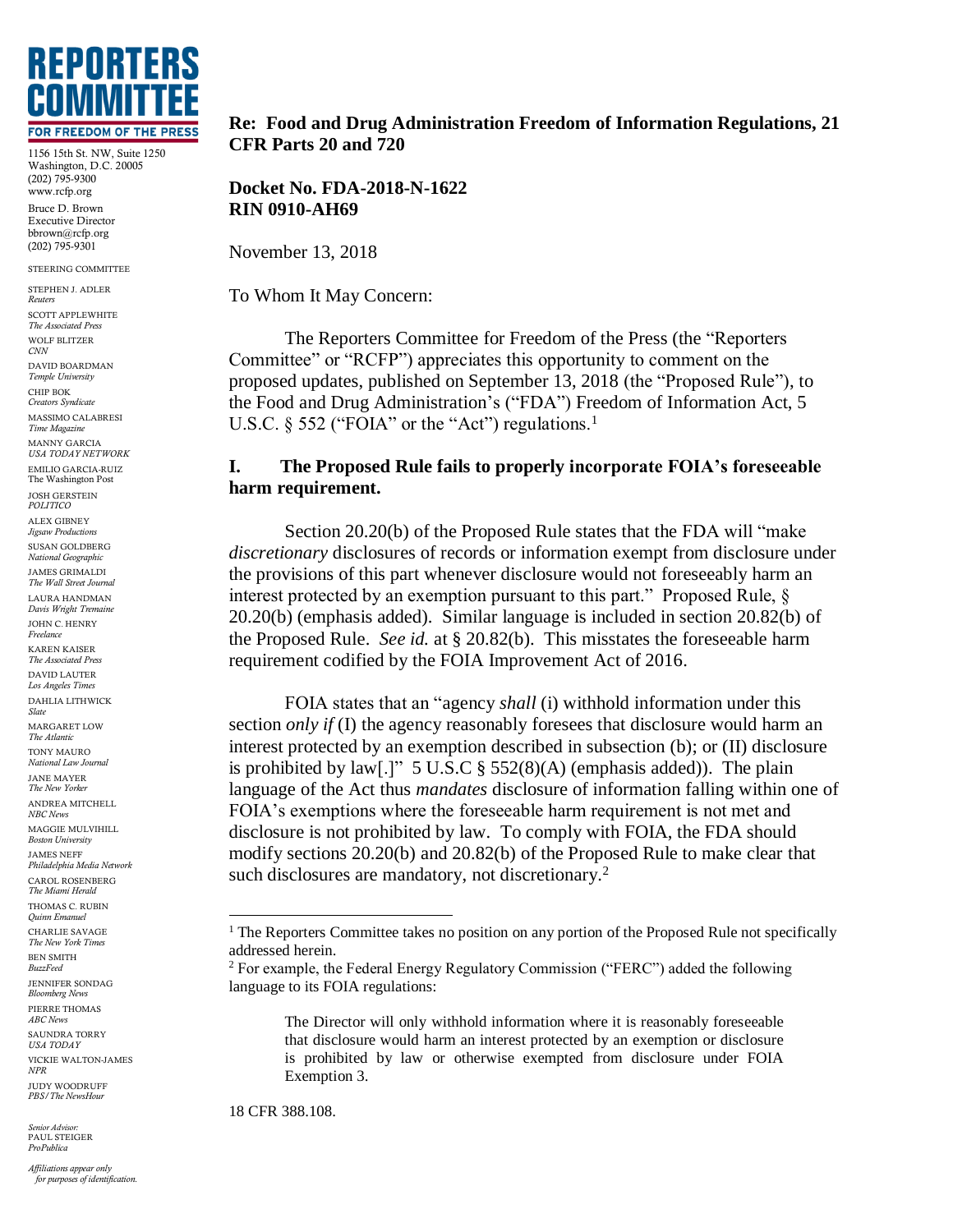# REPORTERS COMMITTEE
FOR FREEDOM OF THE PRESS

1156 15th St. NW, Suite 1250
Washington, D.C. 20005
(202) 795-9300
www.rcfp.org

Bruce D. Brown
Executive Director
bbrown@rcfp.org
(202) 795-9301

STEERING COMMITTEE

STEPHEN J. ADLER
*Reuters*
SCOTT APPLEWHITE
*The Associated Press*
WOLF BLITZER
*CNN*
DAVID BOARDMAN
*Temple University*
CHIP BOK
*Creators Syndicate*
MASSIMO CALABRESI
*Time Magazine*
MANNY GARCIA
*USA TODAY NETWORK*
EMILIO GARCIA-RUIZ
The Washington Post
JOSH GERSTEIN
*POLITICO*
ALEX GIBNEY
*Jigsaw Productions*
SUSAN GOLDBERG
*National Geographic*
JAMES GRIMALDI
*The Wall Street Journal*
LAURA HANDMAN
*Davis Wright Tremaine*
JOHN C. HENRY
*Freelance*
KAREN KAISER
*The Associated Press*
DAVID LAUTER
*Los Angeles Times*
DAHLIA LITHWICK
*Slate*
MARGARET LOW
*The Atlantic*
TONY MAURO
*National Law Journal*
JANE MAYER
*The New Yorker*
ANDREA MITCHELL
*NBC News*
MAGGIE MULVIHILL
*Boston University*
JAMES NEFF
*Philadelphia Media Network*
CAROL ROSENBERG
*The Miami Herald*
THOMAS C. RUBIN
*Quinn Emanuel*
CHARLIE SAVAGE
*The New York Times*
BEN SMITH
*BuzzFeed*
JENNIFER SONDAG
*Bloomberg News*
PIERRE THOMAS
*ABC News*
SAUNDRA TORRY
*USA TODAY*
VICKIE WALTON-JAMES
*NPR*
JUDY WOODRUFF
*PBS/The NewsHour*

*Senior Advisor:*
PAUL STEIGER
*ProPublica*

*Affiliations appear only for purposes of identification.*

**Re: Food and Drug Administration Freedom of Information Regulations, 21 CFR Parts 20 and 720**

**Docket No. FDA-2018-N-1622**
**RIN 0910-AH69**

November 13, 2018

To Whom It May Concern:

The Reporters Committee for Freedom of the Press (the "Reporters Committee" or "RCFP") appreciates this opportunity to comment on the proposed updates, published on September 13, 2018 (the "Proposed Rule"), to the Food and Drug Administration's ("FDA") Freedom of Information Act, 5 U.S.C. § 552 ("FOIA" or the "Act") regulations.[1]

## I. The Proposed Rule fails to properly incorporate FOIA's foreseeable harm requirement.

Section 20.20(b) of the Proposed Rule states that the FDA will "make *discretionary* disclosures of records or information exempt from disclosure under the provisions of this part whenever disclosure would not foreseeably harm an interest protected by an exemption pursuant to this part." Proposed Rule, § 20.20(b) (emphasis added). Similar language is included in section 20.82(b) of the Proposed Rule. *See id.* at § 20.82(b). This misstates the foreseeable harm requirement codified by the FOIA Improvement Act of 2016.

FOIA states that an "agency *shall* (i) withhold information under this section *only if* (I) the agency reasonably foresees that disclosure would harm an interest protected by an exemption described in subsection (b); or (II) disclosure is prohibited by law[.]" 5 U.S.C § 552(8)(A) (emphasis added)). The plain language of the Act thus *mandates* disclosure of information falling within one of FOIA's exemptions where the foreseeable harm requirement is not met and disclosure is not prohibited by law. To comply with FOIA, the FDA should modify sections 20.20(b) and 20.82(b) of the Proposed Rule to make clear that such disclosures are mandatory, not discretionary.[2]

---

[1] The Reporters Committee takes no position on any portion of the Proposed Rule not specifically addressed herein.

[2] For example, the Federal Energy Regulatory Commission ("FERC") added the following language to its FOIA regulations:

> The Director will only withhold information where it is reasonably foreseeable that disclosure would harm an interest protected by an exemption or disclosure is prohibited by law or otherwise exempted from disclosure under FOIA Exemption 3.

18 CFR 388.108.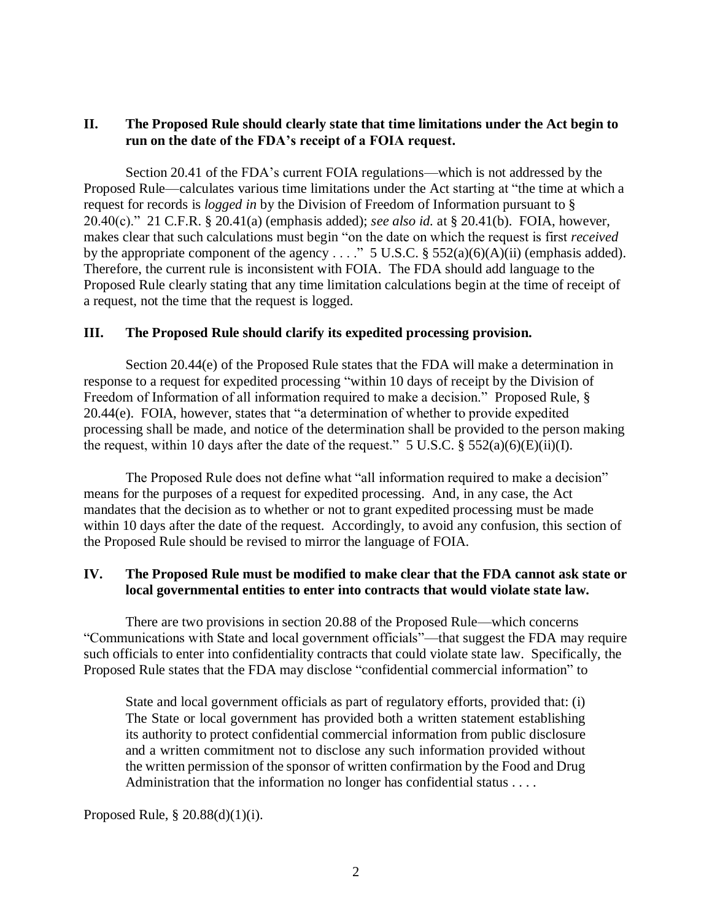## II. The Proposed Rule should clearly state that time limitations under the Act begin to run on the date of the FDA's receipt of a FOIA request.

Section 20.41 of the FDA's current FOIA regulations—which is not addressed by the Proposed Rule—calculates various time limitations under the Act starting at "the time at which a request for records is *logged in* by the Division of Freedom of Information pursuant to § 20.40(c)." 21 C.F.R. § 20.41(a) (emphasis added); *see also id.* at § 20.41(b). FOIA, however, makes clear that such calculations must begin "on the date on which the request is first *received* by the appropriate component of the agency . . . ." 5 U.S.C. § 552(a)(6)(A)(ii) (emphasis added). Therefore, the current rule is inconsistent with FOIA. The FDA should add language to the Proposed Rule clearly stating that any time limitation calculations begin at the time of receipt of a request, not the time that the request is logged.

## III. The Proposed Rule should clarify its expedited processing provision.

Section 20.44(e) of the Proposed Rule states that the FDA will make a determination in response to a request for expedited processing "within 10 days of receipt by the Division of Freedom of Information of all information required to make a decision." Proposed Rule, § 20.44(e). FOIA, however, states that "a determination of whether to provide expedited processing shall be made, and notice of the determination shall be provided to the person making the request, within 10 days after the date of the request." 5 U.S.C. § 552(a)(6)(E)(ii)(I).

The Proposed Rule does not define what "all information required to make a decision" means for the purposes of a request for expedited processing. And, in any case, the Act mandates that the decision as to whether or not to grant expedited processing must be made within 10 days after the date of the request. Accordingly, to avoid any confusion, this section of the Proposed Rule should be revised to mirror the language of FOIA.

## IV. The Proposed Rule must be modified to make clear that the FDA cannot ask state or local governmental entities to enter into contracts that would violate state law.

There are two provisions in section 20.88 of the Proposed Rule—which concerns "Communications with State and local government officials"—that suggest the FDA may require such officials to enter into confidentiality contracts that could violate state law. Specifically, the Proposed Rule states that the FDA may disclose "confidential commercial information" to

> State and local government officials as part of regulatory efforts, provided that: (i) The State or local government has provided both a written statement establishing its authority to protect confidential commercial information from public disclosure and a written commitment not to disclose any such information provided without the written permission of the sponsor of written confirmation by the Food and Drug Administration that the information no longer has confidential status . . . .

Proposed Rule, § 20.88(d)(1)(i).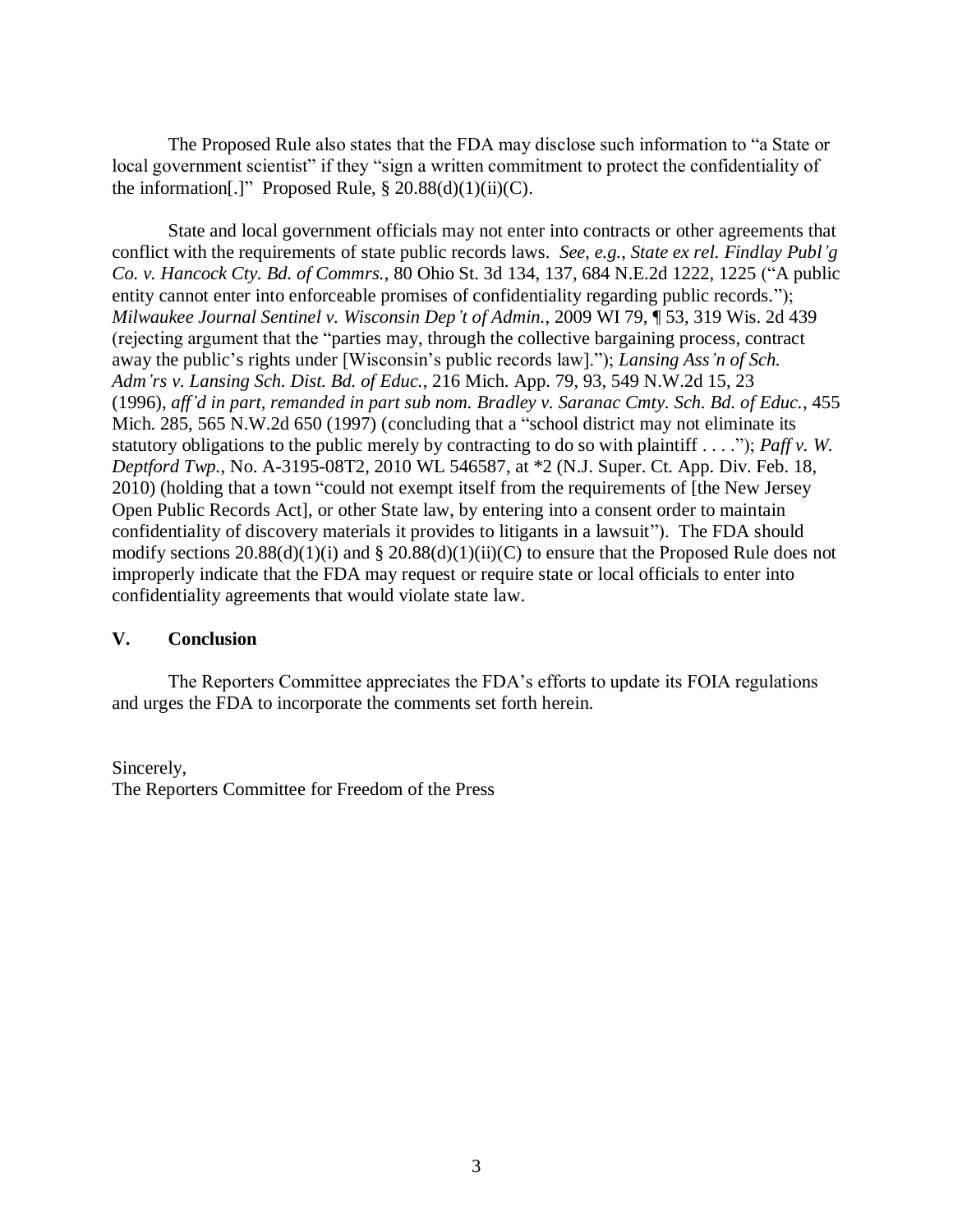The Proposed Rule also states that the FDA may disclose such information to "a State or local government scientist" if they "sign a written commitment to protect the confidentiality of the information[.]" Proposed Rule, § 20.88(d)(1)(ii)(C).

State and local government officials may not enter into contracts or other agreements that conflict with the requirements of state public records laws. *See, e.g.*, *State ex rel. Findlay Publ'g Co. v. Hancock Cty. Bd. of Commrs.*, 80 Ohio St. 3d 134, 137, 684 N.E.2d 1222, 1225 ("A public entity cannot enter into enforceable promises of confidentiality regarding public records."); *Milwaukee Journal Sentinel v. Wisconsin Dep't of Admin.*, 2009 WI 79, ¶ 53, 319 Wis. 2d 439 (rejecting argument that the "parties may, through the collective bargaining process, contract away the public's rights under [Wisconsin's public records law]."); *Lansing Ass'n of Sch. Adm'rs v. Lansing Sch. Dist. Bd. of Educ.*, 216 Mich. App. 79, 93, 549 N.W.2d 15, 23 (1996), *aff'd in part, remanded in part sub nom. Bradley v. Saranac Cmty. Sch. Bd. of Educ.*, 455 Mich. 285, 565 N.W.2d 650 (1997) (concluding that a "school district may not eliminate its statutory obligations to the public merely by contracting to do so with plaintiff . . . ."); *Paff v. W. Deptford Twp.*, No. A-3195-08T2, 2010 WL 546587, at *2 (N.J. Super. Ct. App. Div. Feb. 18, 2010) (holding that a town "could not exempt itself from the requirements of [the New Jersey Open Public Records Act], or other State law, by entering into a consent order to maintain confidentiality of discovery materials it provides to litigants in a lawsuit"). The FDA should modify sections 20.88(d)(1)(i) and § 20.88(d)(1)(ii)(C) to ensure that the Proposed Rule does not improperly indicate that the FDA may request or require state or local officials to enter into confidentiality agreements that would violate state law.

## V. Conclusion

The Reporters Committee appreciates the FDA's efforts to update its FOIA regulations and urges the FDA to incorporate the comments set forth herein.

Sincerely,
The Reporters Committee for Freedom of the Press